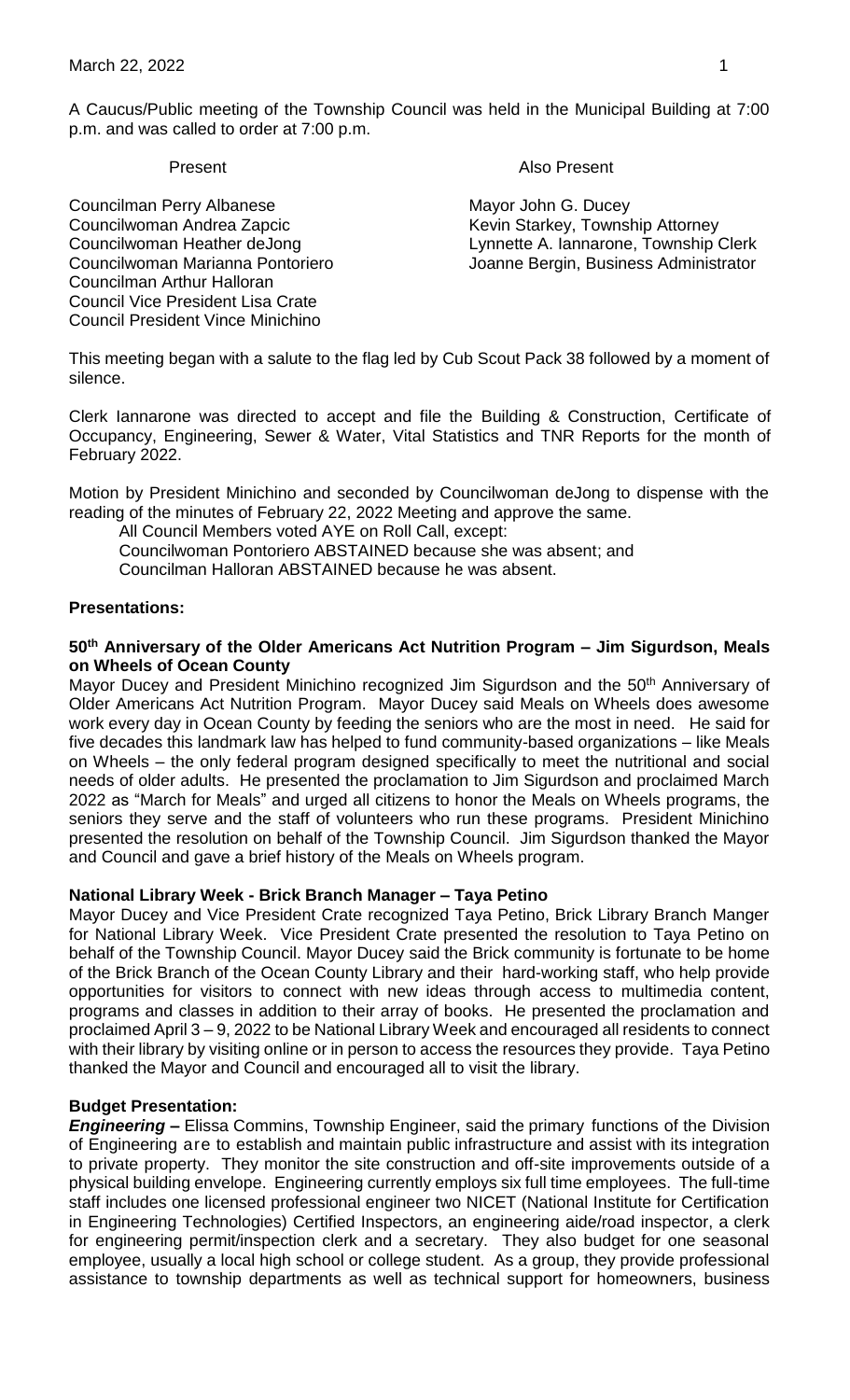A Caucus/Public meeting of the Township Council was held in the Municipal Building at 7:00 p.m. and was called to order at 7:00 p.m.

| Present | Also Present |
|---|---|
| Councilman Perry Albanese | Mayor John G. Ducey |
| Councilwoman Andrea Zapcic | Kevin Starkey, Township Attorney |
| Councilwoman Heather deJong | Lynnette A. Iannarone, Township Clerk |
| Councilwoman Marianna Pontoriero | Joanne Bergin, Business Administrator |
| Councilman Arthur Halloran | |
| Council Vice President Lisa Crate | |
| Council President Vince Minichino | |

This meeting began with a salute to the flag led by Cub Scout Pack 38 followed by a moment of silence.

Clerk Iannarone was directed to accept and file the Building & Construction, Certificate of Occupancy, Engineering, Sewer & Water, Vital Statistics and TNR Reports for the month of February 2022.

Motion by President Minichino and seconded by Councilwoman deJong to dispense with the reading of the minutes of February 22, 2022 Meeting and approve the same.

All Council Members voted AYE on Roll Call, except:
Councilwoman Pontoriero ABSTAINED because she was absent; and
Councilman Halloran ABSTAINED because he was absent.

**Presentations:**

**50th Anniversary of the Older Americans Act Nutrition Program – Jim Sigurdson, Meals on Wheels of Ocean County**

Mayor Ducey and President Minichino recognized Jim Sigurdson and the 50th Anniversary of Older Americans Act Nutrition Program. Mayor Ducey said Meals on Wheels does awesome work every day in Ocean County by feeding the seniors who are the most in need. He said for five decades this landmark law has helped to fund community-based organizations – like Meals on Wheels – the only federal program designed specifically to meet the nutritional and social needs of older adults. He presented the proclamation to Jim Sigurdson and proclaimed March 2022 as "March for Meals" and urged all citizens to honor the Meals on Wheels programs, the seniors they serve and the staff of volunteers who run these programs. President Minichino presented the resolution on behalf of the Township Council. Jim Sigurdson thanked the Mayor and Council and gave a brief history of the Meals on Wheels program.

**National Library Week - Brick Branch Manager – Taya Petino**

Mayor Ducey and Vice President Crate recognized Taya Petino, Brick Library Branch Manger for National Library Week. Vice President Crate presented the resolution to Taya Petino on behalf of the Township Council. Mayor Ducey said the Brick community is fortunate to be home of the Brick Branch of the Ocean County Library and their hard-working staff, who help provide opportunities for visitors to connect with new ideas through access to multimedia content, programs and classes in addition to their array of books. He presented the proclamation and proclaimed April 3 – 9, 2022 to be National Library Week and encouraged all residents to connect with their library by visiting online or in person to access the resources they provide. Taya Petino thanked the Mayor and Council and encouraged all to visit the library.

**Budget Presentation:**

***Engineering –*** Elissa Commins, Township Engineer, said the primary functions of the Division of Engineering are to establish and maintain public infrastructure and assist with its integration to private property. They monitor the site construction and off-site improvements outside of a physical building envelope. Engineering currently employs six full time employees. The full-time staff includes one licensed professional engineer two NICET (National Institute for Certification in Engineering Technologies) Certified Inspectors, an engineering aide/road inspector, a clerk for engineering permit/inspection clerk and a secretary. They also budget for one seasonal employee, usually a local high school or college student. As a group, they provide professional assistance to township departments as well as technical support for homeowners, business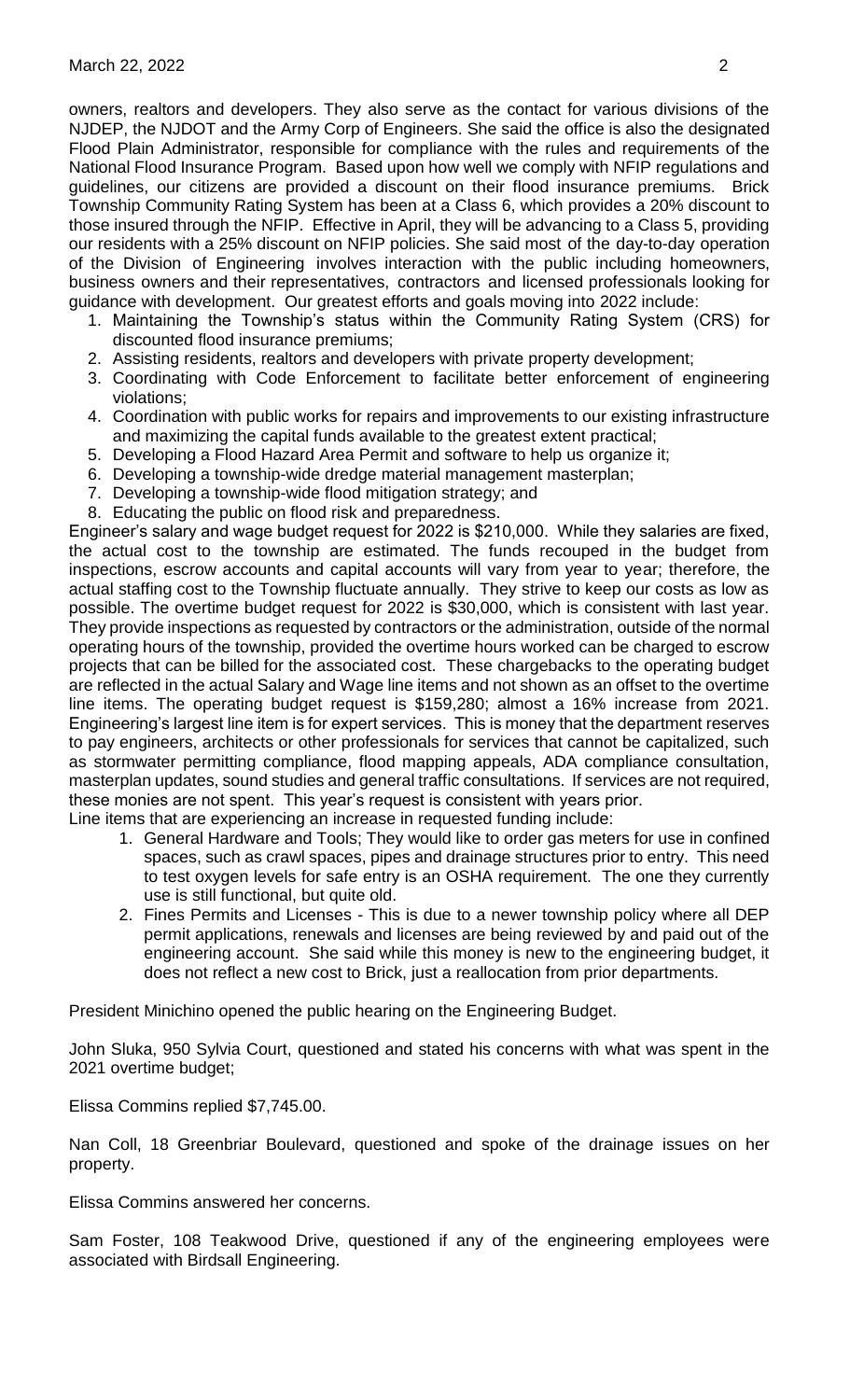owners, realtors and developers. They also serve as the contact for various divisions of the NJDEP, the NJDOT and the Army Corp of Engineers. She said the office is also the designated Flood Plain Administrator, responsible for compliance with the rules and requirements of the National Flood Insurance Program. Based upon how well we comply with NFIP regulations and guidelines, our citizens are provided a discount on their flood insurance premiums. Brick Township Community Rating System has been at a Class 6, which provides a 20% discount to those insured through the NFIP. Effective in April, they will be advancing to a Class 5, providing our residents with a 25% discount on NFIP policies. She said most of the day-to-day operation of the Division of Engineering involves interaction with the public including homeowners, business owners and their representatives, contractors and licensed professionals looking for guidance with development. Our greatest efforts and goals moving into 2022 include:

1. Maintaining the Township's status within the Community Rating System (CRS) for discounted flood insurance premiums;
2. Assisting residents, realtors and developers with private property development;
3. Coordinating with Code Enforcement to facilitate better enforcement of engineering violations;
4. Coordination with public works for repairs and improvements to our existing infrastructure and maximizing the capital funds available to the greatest extent practical;
5. Developing a Flood Hazard Area Permit and software to help us organize it;
6. Developing a township-wide dredge material management masterplan;
7. Developing a township-wide flood mitigation strategy; and
8. Educating the public on flood risk and preparedness.

Engineer's salary and wage budget request for 2022 is $210,000. While they salaries are fixed, the actual cost to the township are estimated. The funds recouped in the budget from inspections, escrow accounts and capital accounts will vary from year to year; therefore, the actual staffing cost to the Township fluctuate annually. They strive to keep our costs as low as possible. The overtime budget request for 2022 is $30,000, which is consistent with last year. They provide inspections as requested by contractors or the administration, outside of the normal operating hours of the township, provided the overtime hours worked can be charged to escrow projects that can be billed for the associated cost. These chargebacks to the operating budget are reflected in the actual Salary and Wage line items and not shown as an offset to the overtime line items. The operating budget request is $159,280; almost a 16% increase from 2021. Engineering's largest line item is for expert services. This is money that the department reserves to pay engineers, architects or other professionals for services that cannot be capitalized, such as stormwater permitting compliance, flood mapping appeals, ADA compliance consultation, masterplan updates, sound studies and general traffic consultations. If services are not required, these monies are not spent. This year's request is consistent with years prior.

Line items that are experiencing an increase in requested funding include:

1. General Hardware and Tools; They would like to order gas meters for use in confined spaces, such as crawl spaces, pipes and drainage structures prior to entry. This need to test oxygen levels for safe entry is an OSHA requirement. The one they currently use is still functional, but quite old.
2. Fines Permits and Licenses - This is due to a newer township policy where all DEP permit applications, renewals and licenses are being reviewed by and paid out of the engineering account. She said while this money is new to the engineering budget, it does not reflect a new cost to Brick, just a reallocation from prior departments.

President Minichino opened the public hearing on the Engineering Budget.

John Sluka, 950 Sylvia Court, questioned and stated his concerns with what was spent in the 2021 overtime budget;

Elissa Commins replied $7,745.00.

Nan Coll, 18 Greenbriar Boulevard, questioned and spoke of the drainage issues on her property.

Elissa Commins answered her concerns.

Sam Foster, 108 Teakwood Drive, questioned if any of the engineering employees were associated with Birdsall Engineering.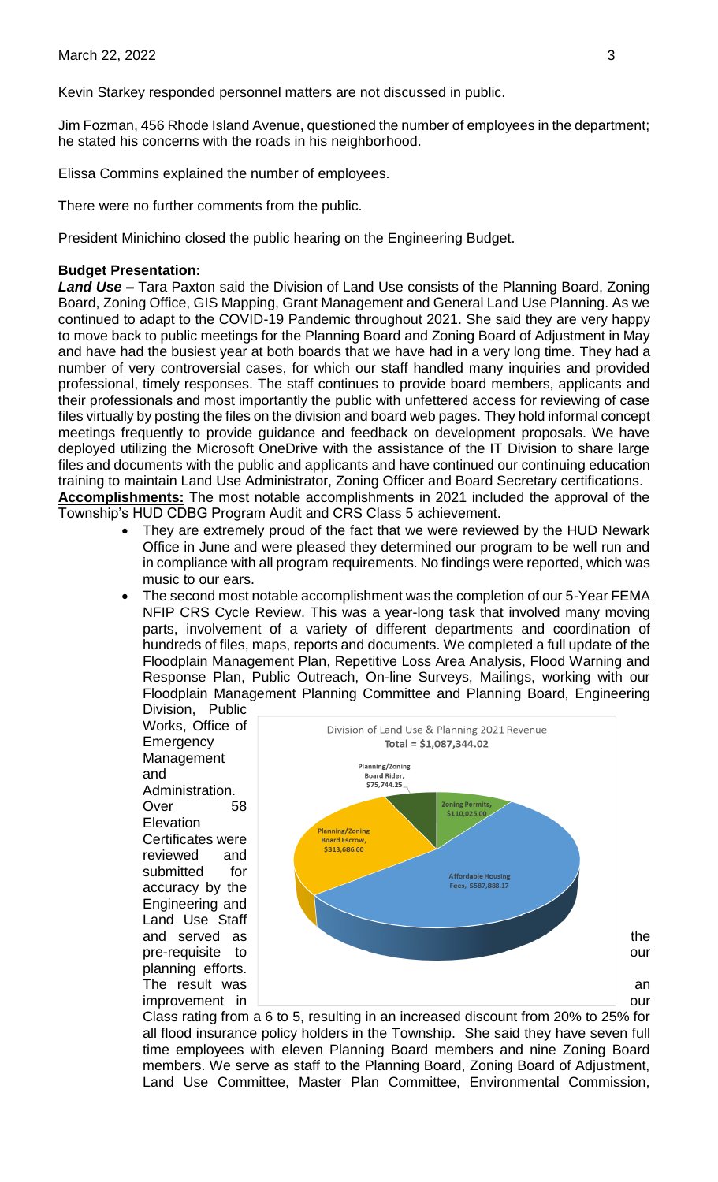Kevin Starkey responded personnel matters are not discussed in public.

Jim Fozman, 456 Rhode Island Avenue, questioned the number of employees in the department; he stated his concerns with the roads in his neighborhood.

Elissa Commins explained the number of employees.

There were no further comments from the public.

President Minichino closed the public hearing on the Engineering Budget.

**Budget Presentation:**

***Land Use –*** Tara Paxton said the Division of Land Use consists of the Planning Board, Zoning Board, Zoning Office, GIS Mapping, Grant Management and General Land Use Planning. As we continued to adapt to the COVID-19 Pandemic throughout 2021. She said they are very happy to move back to public meetings for the Planning Board and Zoning Board of Adjustment in May and have had the busiest year at both boards that we have had in a very long time. They had a number of very controversial cases, for which our staff handled many inquiries and provided professional, timely responses. The staff continues to provide board members, applicants and their professionals and most importantly the public with unfettered access for reviewing of case files virtually by posting the files on the division and board web pages. They hold informal concept meetings frequently to provide guidance and feedback on development proposals. We have deployed utilizing the Microsoft OneDrive with the assistance of the IT Division to share large files and documents with the public and applicants and have continued our continuing education training to maintain Land Use Administrator, Zoning Officer and Board Secretary certifications.

**Accomplishments:** The most notable accomplishments in 2021 included the approval of the Township's HUD CDBG Program Audit and CRS Class 5 achievement.

- They are extremely proud of the fact that we were reviewed by the HUD Newark Office in June and were pleased they determined our program to be well run and in compliance with all program requirements. No findings were reported, which was music to our ears.
- The second most notable accomplishment was the completion of our 5-Year FEMA NFIP CRS Cycle Review. This was a year-long task that involved many moving parts, involvement of a variety of different departments and coordination of hundreds of files, maps, reports and documents. We completed a full update of the Floodplain Management Plan, Repetitive Loss Area Analysis, Flood Warning and Response Plan, Public Outreach, On-line Surveys, Mailings, working with our Floodplain Management Planning Committee and Planning Board, Engineering Division, Public Works, Office of Emergency Management and Administration. Over 58 Elevation Certificates were reviewed and submitted for accuracy by the Engineering and Land Use Staff and served as the pre-requisite to our planning efforts. The result was an improvement in our Class rating from a 6 to 5, resulting in an increased discount from 20% to 25% for all flood insurance policy holders in the Township. She said they have seven full time employees with eleven Planning Board members and nine Zoning Board members. We serve as staff to the Planning Board, Zoning Board of Adjustment, Land Use Committee, Master Plan Committee, Environmental Commission,

Division of Land Use & Planning 2021 Revenue
Total = $1,087,344.02

| Category | Amount |
| --- | --- |
| Planning/Zoning Board Rider | $75,744.25 |
| Zoning Permits | $110,025.00 |
| Affordable Housing Fees | $587,888.17 |
| Planning/Zoning Board Escrow | $313,686.60 |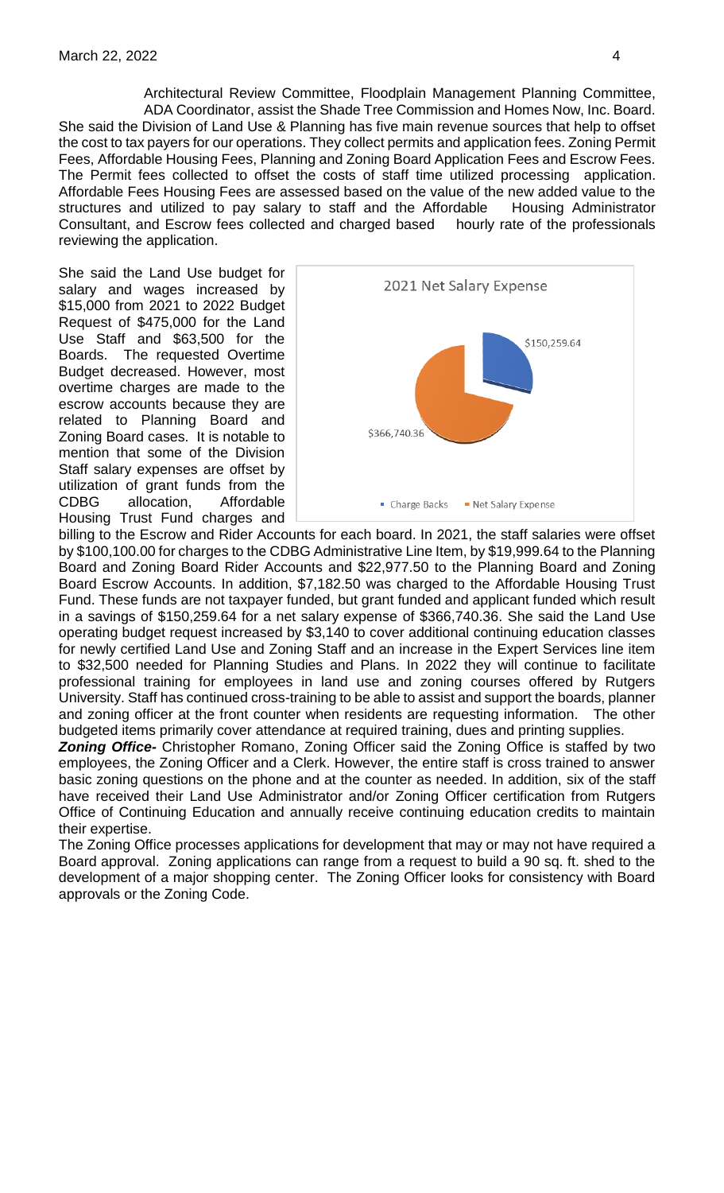Architectural Review Committee, Floodplain Management Planning Committee, ADA Coordinator, assist the Shade Tree Commission and Homes Now, Inc. Board.

She said the Division of Land Use & Planning has five main revenue sources that help to offset the cost to tax payers for our operations. They collect permits and application fees. Zoning Permit Fees, Affordable Housing Fees, Planning and Zoning Board Application Fees and Escrow Fees. The Permit fees collected to offset the costs of staff time utilized processing application. Affordable Fees Housing Fees are assessed based on the value of the new added value to the structures and utilized to pay salary to staff and the Affordable Housing Administrator Consultant, and Escrow fees collected and charged based hourly rate of the professionals reviewing the application.

She said the Land Use budget for salary and wages increased by $15,000 from 2021 to 2022 Budget Request of $475,000 for the Land Use Staff and $63,500 for the Boards. The requested Overtime Budget decreased. However, most overtime charges are made to the escrow accounts because they are related to Planning Board and Zoning Board cases. It is notable to mention that some of the Division Staff salary expenses are offset by utilization of grant funds from the CDBG allocation, Affordable Housing Trust Fund charges and billing to the Escrow and Rider Accounts for each board. In 2021, the staff salaries were offset by $100,100.00 for charges to the CDBG Administrative Line Item, by $19,999.64 to the Planning Board and Zoning Board Rider Accounts and $22,977.50 to the Planning Board and Zoning Board Escrow Accounts. In addition, $7,182.50 was charged to the Affordable Housing Trust Fund. These funds are not taxpayer funded, but grant funded and applicant funded which result in a savings of $150,259.64 for a net salary expense of $366,740.36. She said the Land Use operating budget request increased by $3,140 to cover additional continuing education classes for newly certified Land Use and Zoning Staff and an increase in the Expert Services line item to $32,500 needed for Planning Studies and Plans. In 2022 they will continue to facilitate professional training for employees in land use and zoning courses offered by Rutgers University. Staff has continued cross-training to be able to assist and support the boards, planner and zoning officer at the front counter when residents are requesting information. The other budgeted items primarily cover attendance at required training, dues and printing supplies.

**2021 Net Salary Expense**

| Category | Amount |
|---|---|
| Charge Backs | $150,259.64 |
| Net Salary Expense | $366,740.36 |

***Zoning Office-*** Christopher Romano, Zoning Officer said the Zoning Office is staffed by two employees, the Zoning Officer and a Clerk. However, the entire staff is cross trained to answer basic zoning questions on the phone and at the counter as needed. In addition, six of the staff have received their Land Use Administrator and/or Zoning Officer certification from Rutgers Office of Continuing Education and annually receive continuing education credits to maintain their expertise.

The Zoning Office processes applications for development that may or may not have required a Board approval. Zoning applications can range from a request to build a 90 sq. ft. shed to the development of a major shopping center. The Zoning Officer looks for consistency with Board approvals or the Zoning Code.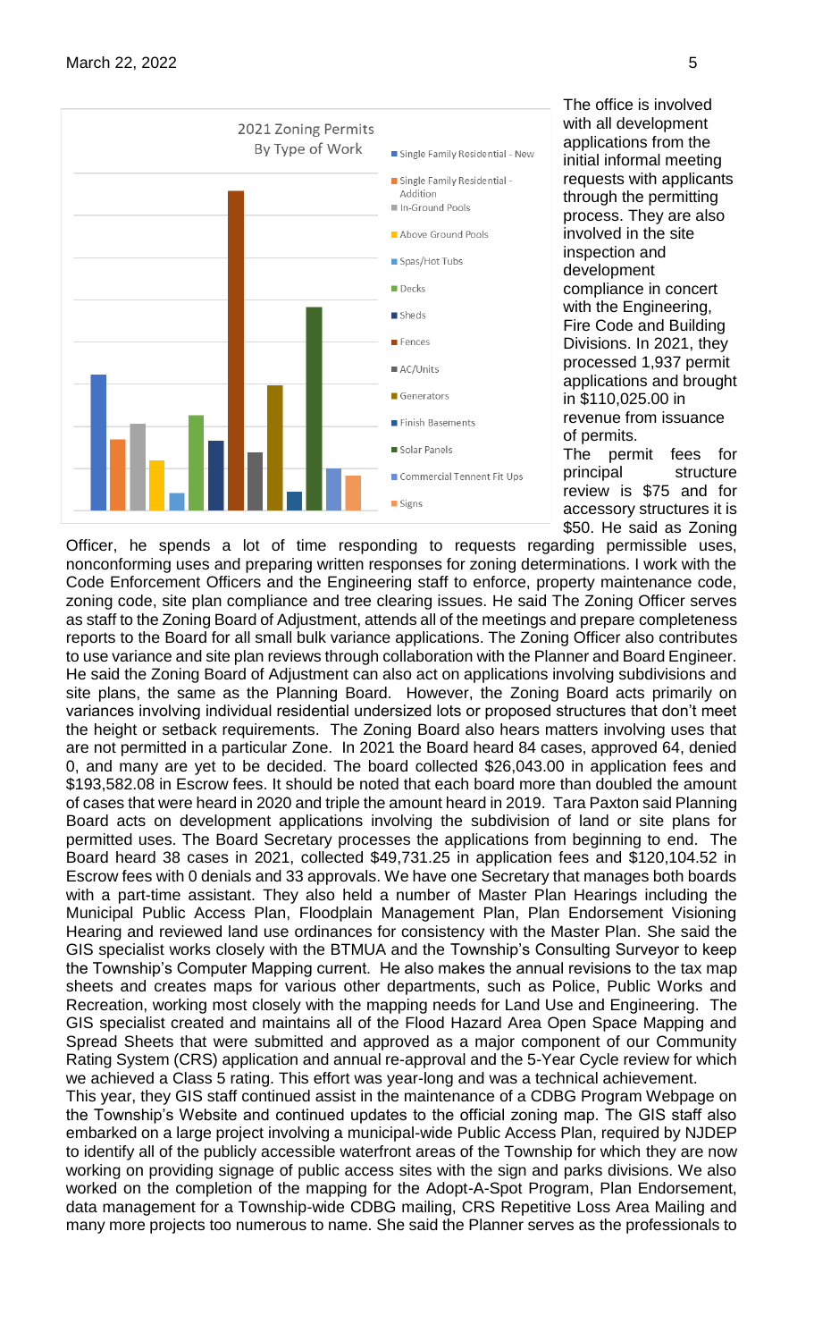The office is involved with all development applications from the initial informal meeting requests with applicants through the permitting process. They are also involved in the site inspection and development compliance in concert with the Engineering, Fire Code and Building Divisions. In 2021, they processed 1,937 permit applications and brought in $110,025.00 in revenue from issuance of permits.

The permit fees for principal structure review is $75 and for accessory structures it is $50. He said as Zoning Officer, he spends a lot of time responding to requests regarding permissible uses, nonconforming uses and preparing written responses for zoning determinations. I work with the Code Enforcement Officers and the Engineering staff to enforce, property maintenance code, zoning code, site plan compliance and tree clearing issues. He said The Zoning Officer serves as staff to the Zoning Board of Adjustment, attends all of the meetings and prepare completeness reports to the Board for all small bulk variance applications. The Zoning Officer also contributes to use variance and site plan reviews through collaboration with the Planner and Board Engineer. He said the Zoning Board of Adjustment can also act on applications involving subdivisions and site plans, the same as the Planning Board. However, the Zoning Board acts primarily on variances involving individual residential undersized lots or proposed structures that don't meet the height or setback requirements. The Zoning Board also hears matters involving uses that are not permitted in a particular Zone. In 2021 the Board heard 84 cases, approved 64, denied 0, and many are yet to be decided. The board collected $26,043.00 in application fees and $193,582.08 in Escrow fees. It should be noted that each board more than doubled the amount of cases that were heard in 2020 and triple the amount heard in 2019. Tara Paxton said Planning Board acts on development applications involving the subdivision of land or site plans for permitted uses. The Board Secretary processes the applications from beginning to end. The Board heard 38 cases in 2021, collected $49,731.25 in application fees and $120,104.52 in Escrow fees with 0 denials and 33 approvals. We have one Secretary that manages both boards with a part-time assistant. They also held a number of Master Plan Hearings including the Municipal Public Access Plan, Floodplain Management Plan, Plan Endorsement Visioning Hearing and reviewed land use ordinances for consistency with the Master Plan. She said the GIS specialist works closely with the BTMUA and the Township's Consulting Surveyor to keep the Township's Computer Mapping current. He also makes the annual revisions to the tax map sheets and creates maps for various other departments, such as Police, Public Works and Recreation, working most closely with the mapping needs for Land Use and Engineering. The GIS specialist created and maintains all of the Flood Hazard Area Open Space Mapping and Spread Sheets that were submitted and approved as a major component of our Community Rating System (CRS) application and annual re-approval and the 5-Year Cycle review for which we achieved a Class 5 rating. This effort was year-long and was a technical achievement.

This year, they GIS staff continued assist in the maintenance of a CDBG Program Webpage on the Township's Website and continued updates to the official zoning map. The GIS staff also embarked on a large project involving a municipal-wide Public Access Plan, required by NJDEP to identify all of the publicly accessible waterfront areas of the Township for which they are now working on providing signage of public access sites with the sign and parks divisions. We also worked on the completion of the mapping for the Adopt-A-Spot Program, Plan Endorsement, data management for a Township-wide CDBG mailing, CRS Repetitive Loss Area Mailing and many more projects too numerous to name. She said the Planner serves as the professionals to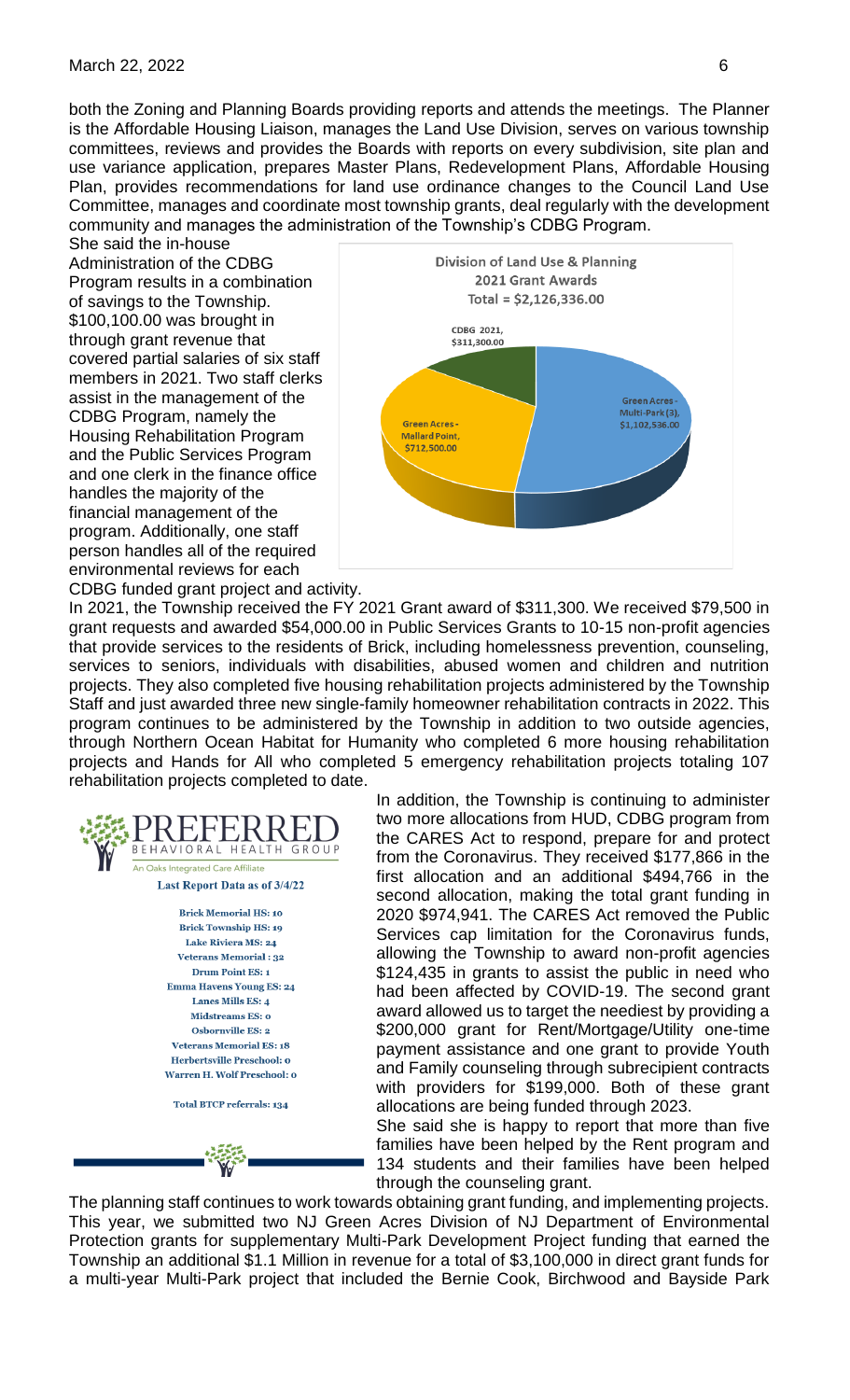both the Zoning and Planning Boards providing reports and attends the meetings. The Planner is the Affordable Housing Liaison, manages the Land Use Division, serves on various township committees, reviews and provides the Boards with reports on every subdivision, site plan and use variance application, prepares Master Plans, Redevelopment Plans, Affordable Housing Plan, provides recommendations for land use ordinance changes to the Council Land Use Committee, manages and coordinate most township grants, deal regularly with the development community and manages the administration of the Township's CDBG Program.

She said the in-house Administration of the CDBG Program results in a combination of savings to the Township. $100,100.00 was brought in through grant revenue that covered partial salaries of six staff members in 2021. Two staff clerks assist in the management of the CDBG Program, namely the Housing Rehabilitation Program and the Public Services Program and one clerk in the finance office handles the majority of the financial management of the program. Additionally, one staff person handles all of the required environmental reviews for each CDBG funded grant project and activity.

Division of Land Use & Planning
2021 Grant Awards
Total = $2,126,336.00

- CDBG 2021, $311,300.00
- Green Acres - Multi-Park (3), $1,102,536.00
- Green Acres - Mallard Point, $712,500.00

In 2021, the Township received the FY 2021 Grant award of $311,300. We received $79,500 in grant requests and awarded $54,000.00 in Public Services Grants to 10-15 non-profit agencies that provide services to the residents of Brick, including homelessness prevention, counseling, services to seniors, individuals with disabilities, abused women and children and nutrition projects. They also completed five housing rehabilitation projects administered by the Township Staff and just awarded three new single-family homeowner rehabilitation contracts in 2022. This program continues to be administered by the Township in addition to two outside agencies, through Northern Ocean Habitat for Humanity who completed 6 more housing rehabilitation projects and Hands for All who completed 5 emergency rehabilitation projects totaling 107 rehabilitation projects completed to date.

PREFERRED
BEHAVIORAL HEALTH GROUP
An Oaks Integrated Care Affiliate

**Last Report Data as of 3/4/22**

Brick Memorial HS: 10
Brick Township HS: 19
Lake Riviera MS: 24
Veterans Memorial : 32
Drum Point ES: 1
Emma Havens Young ES: 24
Lanes Mills ES: 4
Midstreams ES: 0
Osbornville ES: 2
Veterans Memorial ES: 18
Herbertsville Preschool: 0
Warren H. Wolf Preschool: 0

Total BTCP referrals: 134

In addition, the Township is continuing to administer two more allocations from HUD, CDBG program from the CARES Act to respond, prepare for and protect from the Coronavirus. They received $177,866 in the first allocation and an additional $494,766 in the second allocation, making the total grant funding in 2020 $974,941. The CARES Act removed the Public Services cap limitation for the Coronavirus funds, allowing the Township to award non-profit agencies $124,435 in grants to assist the public in need who had been affected by COVID-19. The second grant award allowed us to target the neediest by providing a $200,000 grant for Rent/Mortgage/Utility one-time payment assistance and one grant to provide Youth and Family counseling through subrecipient contracts with providers for $199,000. Both of these grant allocations are being funded through 2023.

She said she is happy to report that more than five families have been helped by the Rent program and 134 students and their families have been helped through the counseling grant.

The planning staff continues to work towards obtaining grant funding, and implementing projects. This year, we submitted two NJ Green Acres Division of NJ Department of Environmental Protection grants for supplementary Multi-Park Development Project funding that earned the Township an additional $1.1 Million in revenue for a total of $3,100,000 in direct grant funds for a multi-year Multi-Park project that included the Bernie Cook, Birchwood and Bayside Park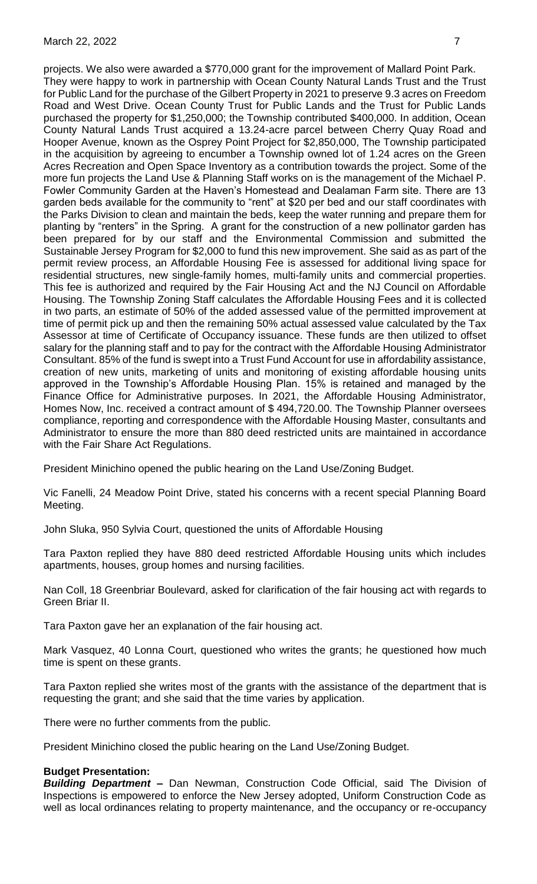projects. We also were awarded a $770,000 grant for the improvement of Mallard Point Park. They were happy to work in partnership with Ocean County Natural Lands Trust and the Trust for Public Land for the purchase of the Gilbert Property in 2021 to preserve 9.3 acres on Freedom Road and West Drive. Ocean County Trust for Public Lands and the Trust for Public Lands purchased the property for $1,250,000; the Township contributed $400,000. In addition, Ocean County Natural Lands Trust acquired a 13.24-acre parcel between Cherry Quay Road and Hooper Avenue, known as the Osprey Point Project for $2,850,000, The Township participated in the acquisition by agreeing to encumber a Township owned lot of 1.24 acres on the Green Acres Recreation and Open Space Inventory as a contribution towards the project. Some of the more fun projects the Land Use & Planning Staff works on is the management of the Michael P. Fowler Community Garden at the Haven's Homestead and Dealaman Farm site. There are 13 garden beds available for the community to "rent" at $20 per bed and our staff coordinates with the Parks Division to clean and maintain the beds, keep the water running and prepare them for planting by "renters" in the Spring. A grant for the construction of a new pollinator garden has been prepared for by our staff and the Environmental Commission and submitted the Sustainable Jersey Program for $2,000 to fund this new improvement. She said as as part of the permit review process, an Affordable Housing Fee is assessed for additional living space for residential structures, new single-family homes, multi-family units and commercial properties. This fee is authorized and required by the Fair Housing Act and the NJ Council on Affordable Housing. The Township Zoning Staff calculates the Affordable Housing Fees and it is collected in two parts, an estimate of 50% of the added assessed value of the permitted improvement at time of permit pick up and then the remaining 50% actual assessed value calculated by the Tax Assessor at time of Certificate of Occupancy issuance. These funds are then utilized to offset salary for the planning staff and to pay for the contract with the Affordable Housing Administrator Consultant. 85% of the fund is swept into a Trust Fund Account for use in affordability assistance, creation of new units, marketing of units and monitoring of existing affordable housing units approved in the Township's Affordable Housing Plan. 15% is retained and managed by the Finance Office for Administrative purposes. In 2021, the Affordable Housing Administrator, Homes Now, Inc. received a contract amount of $ 494,720.00. The Township Planner oversees compliance, reporting and correspondence with the Affordable Housing Master, consultants and Administrator to ensure the more than 880 deed restricted units are maintained in accordance with the Fair Share Act Regulations.

President Minichino opened the public hearing on the Land Use/Zoning Budget.

Vic Fanelli, 24 Meadow Point Drive, stated his concerns with a recent special Planning Board Meeting.

John Sluka, 950 Sylvia Court, questioned the units of Affordable Housing

Tara Paxton replied they have 880 deed restricted Affordable Housing units which includes apartments, houses, group homes and nursing facilities.

Nan Coll, 18 Greenbriar Boulevard, asked for clarification of the fair housing act with regards to Green Briar II.

Tara Paxton gave her an explanation of the fair housing act.

Mark Vasquez, 40 Lonna Court, questioned who writes the grants; he questioned how much time is spent on these grants.

Tara Paxton replied she writes most of the grants with the assistance of the department that is requesting the grant; and she said that the time varies by application.

There were no further comments from the public.

President Minichino closed the public hearing on the Land Use/Zoning Budget.

**Budget Presentation:**

***Building Department* –** Dan Newman, Construction Code Official, said The Division of Inspections is empowered to enforce the New Jersey adopted, Uniform Construction Code as well as local ordinances relating to property maintenance, and the occupancy or re-occupancy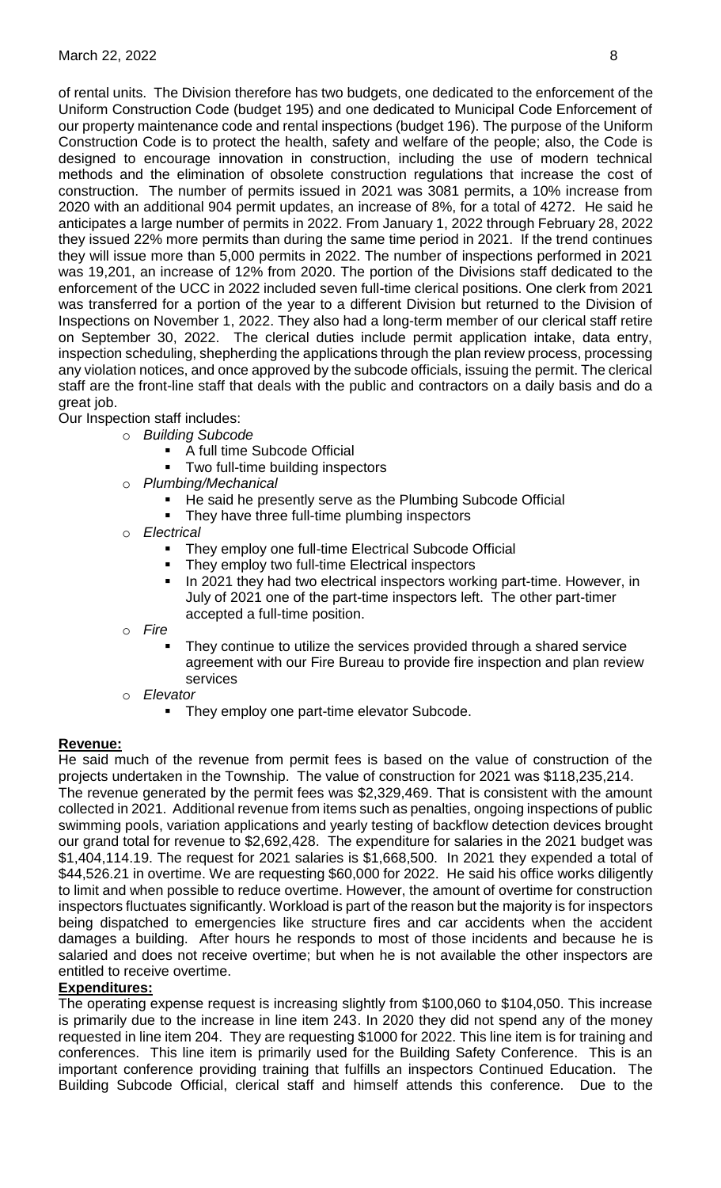of rental units. The Division therefore has two budgets, one dedicated to the enforcement of the Uniform Construction Code (budget 195) and one dedicated to Municipal Code Enforcement of our property maintenance code and rental inspections (budget 196). The purpose of the Uniform Construction Code is to protect the health, safety and welfare of the people; also, the Code is designed to encourage innovation in construction, including the use of modern technical methods and the elimination of obsolete construction regulations that increase the cost of construction. The number of permits issued in 2021 was 3081 permits, a 10% increase from 2020 with an additional 904 permit updates, an increase of 8%, for a total of 4272. He said he anticipates a large number of permits in 2022. From January 1, 2022 through February 28, 2022 they issued 22% more permits than during the same time period in 2021. If the trend continues they will issue more than 5,000 permits in 2022. The number of inspections performed in 2021 was 19,201, an increase of 12% from 2020. The portion of the Divisions staff dedicated to the enforcement of the UCC in 2022 included seven full-time clerical positions. One clerk from 2021 was transferred for a portion of the year to a different Division but returned to the Division of Inspections on November 1, 2022. They also had a long-term member of our clerical staff retire on September 30, 2022. The clerical duties include permit application intake, data entry, inspection scheduling, shepherding the applications through the plan review process, processing any violation notices, and once approved by the subcode officials, issuing the permit. The clerical staff are the front-line staff that deals with the public and contractors on a daily basis and do a great job.

Our Inspection staff includes:

- *Building Subcode*
  - A full time Subcode Official
  - Two full-time building inspectors
- *Plumbing/Mechanical*
  - He said he presently serve as the Plumbing Subcode Official
  - They have three full-time plumbing inspectors
- *Electrical*
  - They employ one full-time Electrical Subcode Official
  - They employ two full-time Electrical inspectors
  - In 2021 they had two electrical inspectors working part-time. However, in July of 2021 one of the part-time inspectors left. The other part-timer accepted a full-time position.
- *Fire*
  - They continue to utilize the services provided through a shared service agreement with our Fire Bureau to provide fire inspection and plan review services
- *Elevator*
  - They employ one part-time elevator Subcode.

**Revenue:**

He said much of the revenue from permit fees is based on the value of construction of the projects undertaken in the Township. The value of construction for 2021 was $118,235,214.
The revenue generated by the permit fees was $2,329,469. That is consistent with the amount collected in 2021. Additional revenue from items such as penalties, ongoing inspections of public swimming pools, variation applications and yearly testing of backflow detection devices brought our grand total for revenue to $2,692,428. The expenditure for salaries in the 2021 budget was $1,404,114.19. The request for 2021 salaries is $1,668,500. In 2021 they expended a total of $44,526.21 in overtime. We are requesting $60,000 for 2022. He said his office works diligently to limit and when possible to reduce overtime. However, the amount of overtime for construction inspectors fluctuates significantly. Workload is part of the reason but the majority is for inspectors being dispatched to emergencies like structure fires and car accidents when the accident damages a building. After hours he responds to most of those incidents and because he is salaried and does not receive overtime; but when he is not available the other inspectors are entitled to receive overtime.

**Expenditures:**

The operating expense request is increasing slightly from $100,060 to $104,050. This increase is primarily due to the increase in line item 243. In 2020 they did not spend any of the money requested in line item 204. They are requesting $1000 for 2022. This line item is for training and conferences. This line item is primarily used for the Building Safety Conference. This is an important conference providing training that fulfills an inspectors Continued Education. The Building Subcode Official, clerical staff and himself attends this conference. Due to the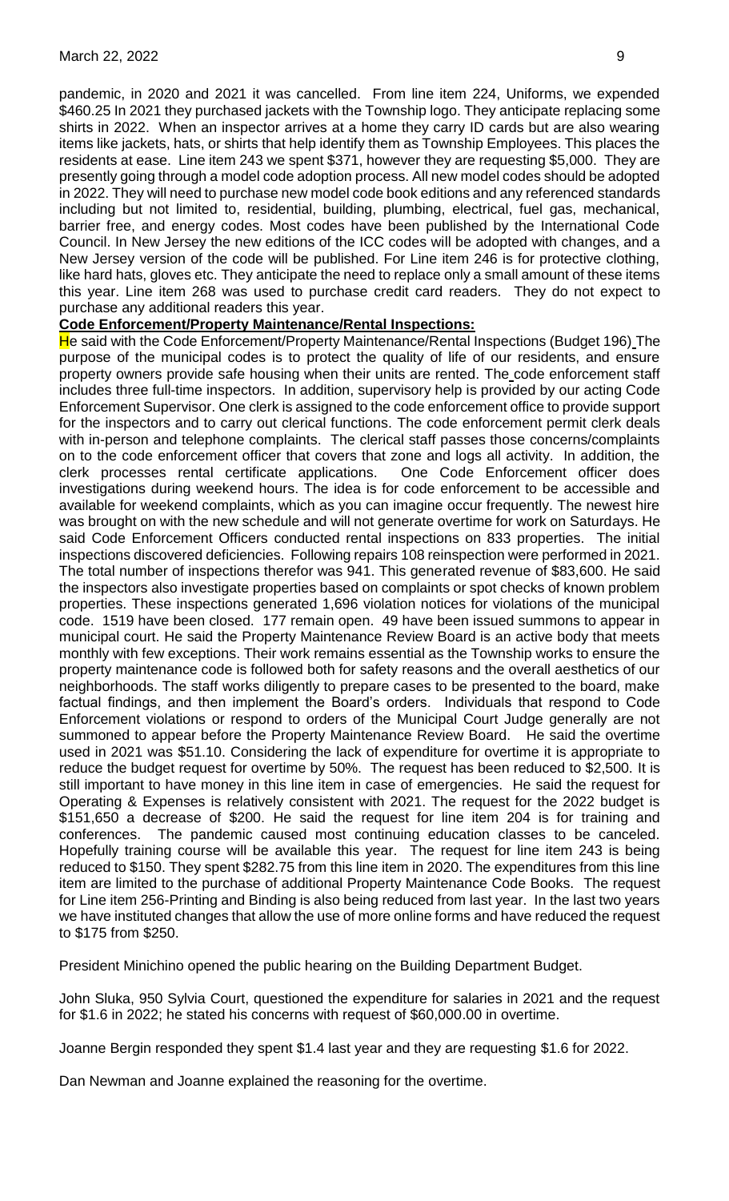pandemic, in 2020 and 2021 it was cancelled. From line item 224, Uniforms, we expended $460.25 In 2021 they purchased jackets with the Township logo. They anticipate replacing some shirts in 2022. When an inspector arrives at a home they carry ID cards but are also wearing items like jackets, hats, or shirts that help identify them as Township Employees. This places the residents at ease. Line item 243 we spent $371, however they are requesting $5,000. They are presently going through a model code adoption process. All new model codes should be adopted in 2022. They will need to purchase new model code book editions and any referenced standards including but not limited to, residential, building, plumbing, electrical, fuel gas, mechanical, barrier free, and energy codes. Most codes have been published by the International Code Council. In New Jersey the new editions of the ICC codes will be adopted with changes, and a New Jersey version of the code will be published. For Line item 246 is for protective clothing, like hard hats, gloves etc. They anticipate the need to replace only a small amount of these items this year. Line item 268 was used to purchase credit card readers. They do not expect to purchase any additional readers this year.

**Code Enforcement/Property Maintenance/Rental Inspections:**

He said with the Code Enforcement/Property Maintenance/Rental Inspections (Budget 196) The purpose of the municipal codes is to protect the quality of life of our residents, and ensure property owners provide safe housing when their units are rented. The code enforcement staff includes three full-time inspectors. In addition, supervisory help is provided by our acting Code Enforcement Supervisor. One clerk is assigned to the code enforcement office to provide support for the inspectors and to carry out clerical functions. The code enforcement permit clerk deals with in-person and telephone complaints. The clerical staff passes those concerns/complaints on to the code enforcement officer that covers that zone and logs all activity. In addition, the clerk processes rental certificate applications. One Code Enforcement officer does investigations during weekend hours. The idea is for code enforcement to be accessible and available for weekend complaints, which as you can imagine occur frequently. The newest hire was brought on with the new schedule and will not generate overtime for work on Saturdays. He said Code Enforcement Officers conducted rental inspections on 833 properties. The initial inspections discovered deficiencies. Following repairs 108 reinspection were performed in 2021. The total number of inspections therefor was 941. This generated revenue of $83,600. He said the inspectors also investigate properties based on complaints or spot checks of known problem properties. These inspections generated 1,696 violation notices for violations of the municipal code. 1519 have been closed. 177 remain open. 49 have been issued summons to appear in municipal court. He said the Property Maintenance Review Board is an active body that meets monthly with few exceptions. Their work remains essential as the Township works to ensure the property maintenance code is followed both for safety reasons and the overall aesthetics of our neighborhoods. The staff works diligently to prepare cases to be presented to the board, make factual findings, and then implement the Board's orders. Individuals that respond to Code Enforcement violations or respond to orders of the Municipal Court Judge generally are not summoned to appear before the Property Maintenance Review Board. He said the overtime used in 2021 was $51.10. Considering the lack of expenditure for overtime it is appropriate to reduce the budget request for overtime by 50%. The request has been reduced to $2,500. It is still important to have money in this line item in case of emergencies. He said the request for Operating & Expenses is relatively consistent with 2021. The request for the 2022 budget is $151,650 a decrease of $200. He said the request for line item 204 is for training and conferences. The pandemic caused most continuing education classes to be canceled. Hopefully training course will be available this year. The request for line item 243 is being reduced to $150. They spent $282.75 from this line item in 2020. The expenditures from this line item are limited to the purchase of additional Property Maintenance Code Books. The request for Line item 256-Printing and Binding is also being reduced from last year. In the last two years we have instituted changes that allow the use of more online forms and have reduced the request to $175 from $250.

President Minichino opened the public hearing on the Building Department Budget.

John Sluka, 950 Sylvia Court, questioned the expenditure for salaries in 2021 and the request for $1.6 in 2022; he stated his concerns with request of $60,000.00 in overtime.

Joanne Bergin responded they spent $1.4 last year and they are requesting $1.6 for 2022.

Dan Newman and Joanne explained the reasoning for the overtime.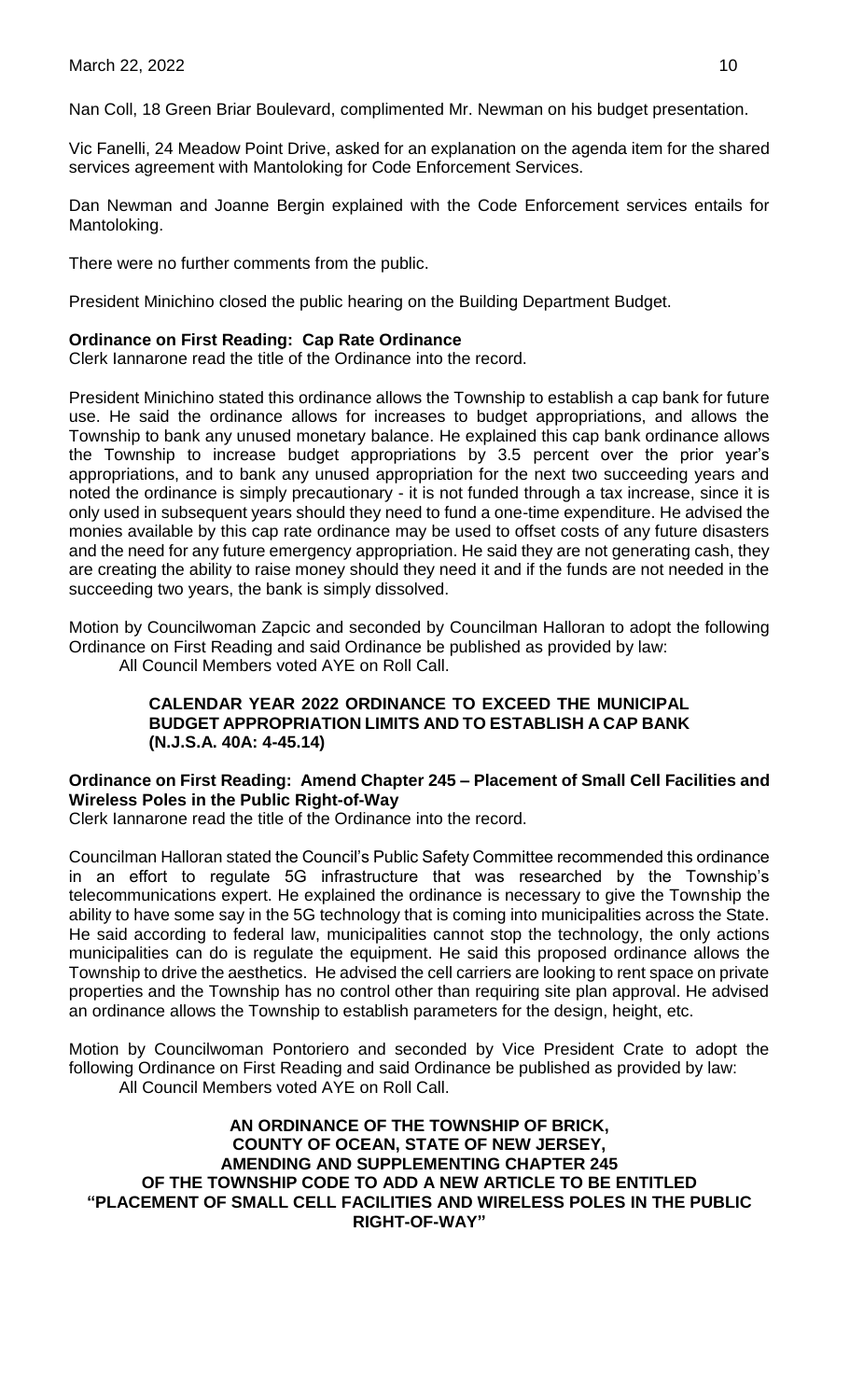Nan Coll, 18 Green Briar Boulevard, complimented Mr. Newman on his budget presentation.

Vic Fanelli, 24 Meadow Point Drive, asked for an explanation on the agenda item for the shared services agreement with Mantoloking for Code Enforcement Services.

Dan Newman and Joanne Bergin explained with the Code Enforcement services entails for Mantoloking.

There were no further comments from the public.

President Minichino closed the public hearing on the Building Department Budget.

**Ordinance on First Reading: Cap Rate Ordinance**
Clerk Iannarone read the title of the Ordinance into the record.

President Minichino stated this ordinance allows the Township to establish a cap bank for future use. He said the ordinance allows for increases to budget appropriations, and allows the Township to bank any unused monetary balance. He explained this cap bank ordinance allows the Township to increase budget appropriations by 3.5 percent over the prior year's appropriations, and to bank any unused appropriation for the next two succeeding years and noted the ordinance is simply precautionary - it is not funded through a tax increase, since it is only used in subsequent years should they need to fund a one-time expenditure. He advised the monies available by this cap rate ordinance may be used to offset costs of any future disasters and the need for any future emergency appropriation. He said they are not generating cash, they are creating the ability to raise money should they need it and if the funds are not needed in the succeeding two years, the bank is simply dissolved.

Motion by Councilwoman Zapcic and seconded by Councilman Halloran to adopt the following Ordinance on First Reading and said Ordinance be published as provided by law:
All Council Members voted AYE on Roll Call.

**CALENDAR YEAR 2022 ORDINANCE TO EXCEED THE MUNICIPAL BUDGET APPROPRIATION LIMITS AND TO ESTABLISH A CAP BANK (N.J.S.A. 40A: 4-45.14)**

**Ordinance on First Reading: Amend Chapter 245 – Placement of Small Cell Facilities and Wireless Poles in the Public Right-of-Way**
Clerk Iannarone read the title of the Ordinance into the record.

Councilman Halloran stated the Council's Public Safety Committee recommended this ordinance in an effort to regulate 5G infrastructure that was researched by the Township's telecommunications expert. He explained the ordinance is necessary to give the Township the ability to have some say in the 5G technology that is coming into municipalities across the State. He said according to federal law, municipalities cannot stop the technology, the only actions municipalities can do is regulate the equipment. He said this proposed ordinance allows the Township to drive the aesthetics. He advised the cell carriers are looking to rent space on private properties and the Township has no control other than requiring site plan approval. He advised an ordinance allows the Township to establish parameters for the design, height, etc.

Motion by Councilwoman Pontoriero and seconded by Vice President Crate to adopt the following Ordinance on First Reading and said Ordinance be published as provided by law:
All Council Members voted AYE on Roll Call.

**AN ORDINANCE OF THE TOWNSHIP OF BRICK, COUNTY OF OCEAN, STATE OF NEW JERSEY, AMENDING AND SUPPLEMENTING CHAPTER 245 OF THE TOWNSHIP CODE TO ADD A NEW ARTICLE TO BE ENTITLED "PLACEMENT OF SMALL CELL FACILITIES AND WIRELESS POLES IN THE PUBLIC RIGHT-OF-WAY"**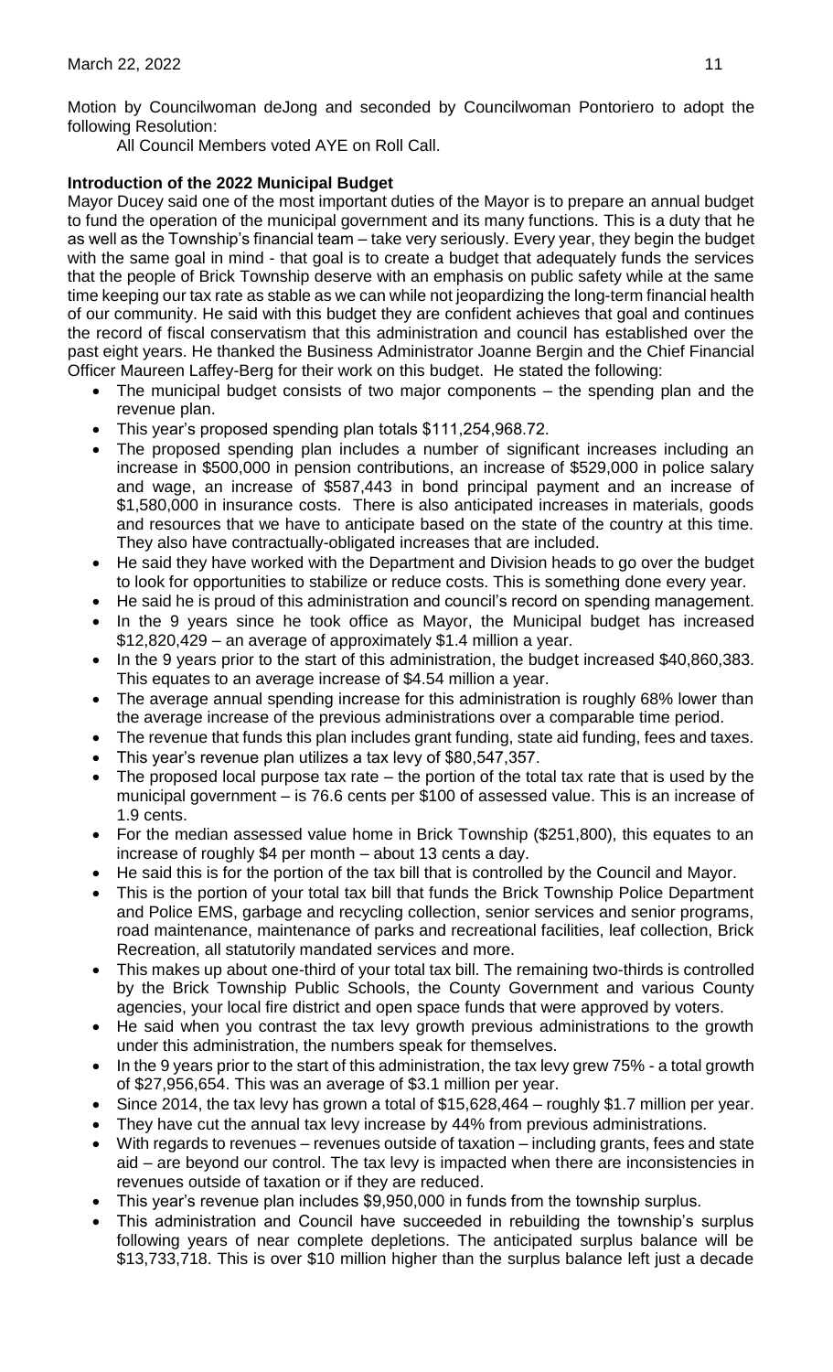Motion by Councilwoman deJong and seconded by Councilwoman Pontoriero to adopt the following Resolution:

All Council Members voted AYE on Roll Call.

**Introduction of the 2022 Municipal Budget**

Mayor Ducey said one of the most important duties of the Mayor is to prepare an annual budget to fund the operation of the municipal government and its many functions. This is a duty that he as well as the Township's financial team – take very seriously. Every year, they begin the budget with the same goal in mind - that goal is to create a budget that adequately funds the services that the people of Brick Township deserve with an emphasis on public safety while at the same time keeping our tax rate as stable as we can while not jeopardizing the long-term financial health of our community. He said with this budget they are confident achieves that goal and continues the record of fiscal conservatism that this administration and council has established over the past eight years. He thanked the Business Administrator Joanne Bergin and the Chief Financial Officer Maureen Laffey-Berg for their work on this budget. He stated the following:

- The municipal budget consists of two major components – the spending plan and the revenue plan.
- This year's proposed spending plan totals $111,254,968.72.
- The proposed spending plan includes a number of significant increases including an increase in $500,000 in pension contributions, an increase of $529,000 in police salary and wage, an increase of $587,443 in bond principal payment and an increase of $1,580,000 in insurance costs. There is also anticipated increases in materials, goods and resources that we have to anticipate based on the state of the country at this time. They also have contractually-obligated increases that are included.
- He said they have worked with the Department and Division heads to go over the budget to look for opportunities to stabilize or reduce costs. This is something done every year.
- He said he is proud of this administration and council's record on spending management.
- In the 9 years since he took office as Mayor, the Municipal budget has increased $12,820,429 – an average of approximately $1.4 million a year.
- In the 9 years prior to the start of this administration, the budget increased $40,860,383. This equates to an average increase of $4.54 million a year.
- The average annual spending increase for this administration is roughly 68% lower than the average increase of the previous administrations over a comparable time period.
- The revenue that funds this plan includes grant funding, state aid funding, fees and taxes.
- This year's revenue plan utilizes a tax levy of $80,547,357.
- The proposed local purpose tax rate – the portion of the total tax rate that is used by the municipal government – is 76.6 cents per $100 of assessed value. This is an increase of 1.9 cents.
- For the median assessed value home in Brick Township ($251,800), this equates to an increase of roughly $4 per month – about 13 cents a day.
- He said this is for the portion of the tax bill that is controlled by the Council and Mayor.
- This is the portion of your total tax bill that funds the Brick Township Police Department and Police EMS, garbage and recycling collection, senior services and senior programs, road maintenance, maintenance of parks and recreational facilities, leaf collection, Brick Recreation, all statutorily mandated services and more.
- This makes up about one-third of your total tax bill. The remaining two-thirds is controlled by the Brick Township Public Schools, the County Government and various County agencies, your local fire district and open space funds that were approved by voters.
- He said when you contrast the tax levy growth previous administrations to the growth under this administration, the numbers speak for themselves.
- In the 9 years prior to the start of this administration, the tax levy grew 75% - a total growth of $27,956,654. This was an average of $3.1 million per year.
- Since 2014, the tax levy has grown a total of $15,628,464 – roughly $1.7 million per year.
- They have cut the annual tax levy increase by 44% from previous administrations.
- With regards to revenues – revenues outside of taxation – including grants, fees and state aid – are beyond our control. The tax levy is impacted when there are inconsistencies in revenues outside of taxation or if they are reduced.
- This year's revenue plan includes $9,950,000 in funds from the township surplus.
- This administration and Council have succeeded in rebuilding the township's surplus following years of near complete depletions. The anticipated surplus balance will be $13,733,718. This is over $10 million higher than the surplus balance left just a decade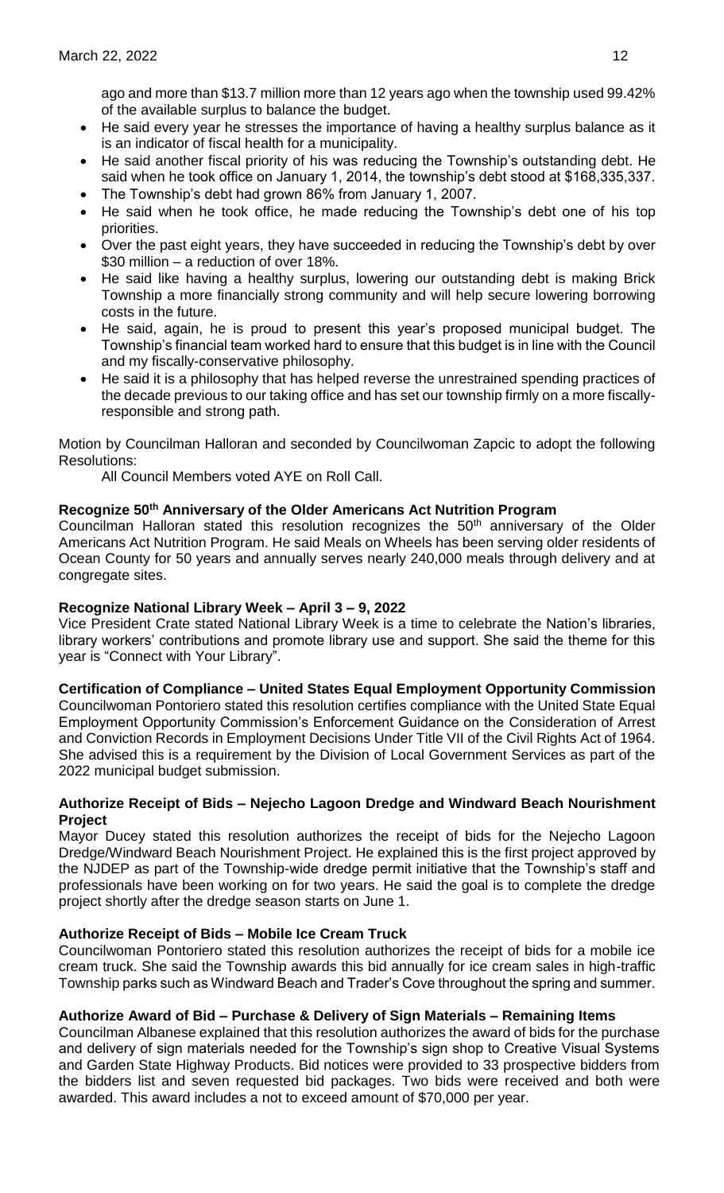ago and more than \$13.7 million more than 12 years ago when the township used 99.42% of the available surplus to balance the budget.

- He said every year he stresses the importance of having a healthy surplus balance as it is an indicator of fiscal health for a municipality.
- He said another fiscal priority of his was reducing the Township's outstanding debt. He said when he took office on January 1, 2014, the township's debt stood at \$168,335,337.
- The Township's debt had grown 86% from January 1, 2007.
- He said when he took office, he made reducing the Township's debt one of his top priorities.
- Over the past eight years, they have succeeded in reducing the Township's debt by over \$30 million – a reduction of over 18%.
- He said like having a healthy surplus, lowering our outstanding debt is making Brick Township a more financially strong community and will help secure lowering borrowing costs in the future.
- He said, again, he is proud to present this year's proposed municipal budget. The Township's financial team worked hard to ensure that this budget is in line with the Council and my fiscally-conservative philosophy.
- He said it is a philosophy that has helped reverse the unrestrained spending practices of the decade previous to our taking office and has set our township firmly on a more fiscally-responsible and strong path.

Motion by Councilman Halloran and seconded by Councilwoman Zapcic to adopt the following Resolutions:

All Council Members voted AYE on Roll Call.

**Recognize 50th Anniversary of the Older Americans Act Nutrition Program**

Councilman Halloran stated this resolution recognizes the 50th anniversary of the Older Americans Act Nutrition Program. He said Meals on Wheels has been serving older residents of Ocean County for 50 years and annually serves nearly 240,000 meals through delivery and at congregate sites.

**Recognize National Library Week – April 3 – 9, 2022**

Vice President Crate stated National Library Week is a time to celebrate the Nation's libraries, library workers' contributions and promote library use and support. She said the theme for this year is "Connect with Your Library".

**Certification of Compliance – United States Equal Employment Opportunity Commission**

Councilwoman Pontoriero stated this resolution certifies compliance with the United State Equal Employment Opportunity Commission's Enforcement Guidance on the Consideration of Arrest and Conviction Records in Employment Decisions Under Title VII of the Civil Rights Act of 1964. She advised this is a requirement by the Division of Local Government Services as part of the 2022 municipal budget submission.

**Authorize Receipt of Bids – Nejecho Lagoon Dredge and Windward Beach Nourishment Project**

Mayor Ducey stated this resolution authorizes the receipt of bids for the Nejecho Lagoon Dredge/Windward Beach Nourishment Project. He explained this is the first project approved by the NJDEP as part of the Township-wide dredge permit initiative that the Township's staff and professionals have been working on for two years. He said the goal is to complete the dredge project shortly after the dredge season starts on June 1.

**Authorize Receipt of Bids – Mobile Ice Cream Truck**

Councilwoman Pontoriero stated this resolution authorizes the receipt of bids for a mobile ice cream truck. She said the Township awards this bid annually for ice cream sales in high-traffic Township parks such as Windward Beach and Trader's Cove throughout the spring and summer.

**Authorize Award of Bid – Purchase & Delivery of Sign Materials – Remaining Items**

Councilman Albanese explained that this resolution authorizes the award of bids for the purchase and delivery of sign materials needed for the Township's sign shop to Creative Visual Systems and Garden State Highway Products. Bid notices were provided to 33 prospective bidders from the bidders list and seven requested bid packages. Two bids were received and both were awarded. This award includes a not to exceed amount of \$70,000 per year.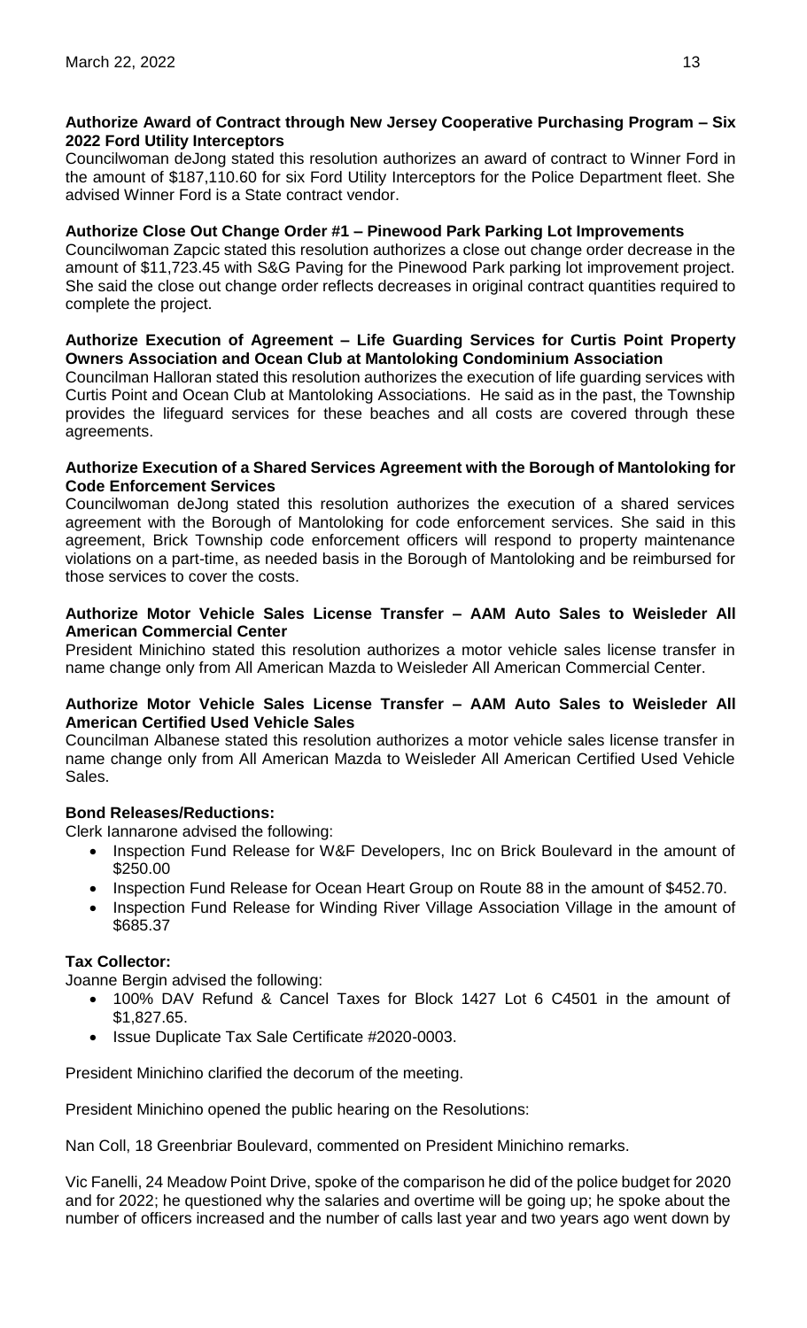**Authorize Award of Contract through New Jersey Cooperative Purchasing Program – Six 2022 Ford Utility Interceptors**

Councilwoman deJong stated this resolution authorizes an award of contract to Winner Ford in the amount of $187,110.60 for six Ford Utility Interceptors for the Police Department fleet. She advised Winner Ford is a State contract vendor.

**Authorize Close Out Change Order #1 – Pinewood Park Parking Lot Improvements**

Councilwoman Zapcic stated this resolution authorizes a close out change order decrease in the amount of $11,723.45 with S&G Paving for the Pinewood Park parking lot improvement project. She said the close out change order reflects decreases in original contract quantities required to complete the project.

**Authorize Execution of Agreement – Life Guarding Services for Curtis Point Property Owners Association and Ocean Club at Mantoloking Condominium Association**

Councilman Halloran stated this resolution authorizes the execution of life guarding services with Curtis Point and Ocean Club at Mantoloking Associations. He said as in the past, the Township provides the lifeguard services for these beaches and all costs are covered through these agreements.

**Authorize Execution of a Shared Services Agreement with the Borough of Mantoloking for Code Enforcement Services**

Councilwoman deJong stated this resolution authorizes the execution of a shared services agreement with the Borough of Mantoloking for code enforcement services. She said in this agreement, Brick Township code enforcement officers will respond to property maintenance violations on a part-time, as needed basis in the Borough of Mantoloking and be reimbursed for those services to cover the costs.

**Authorize Motor Vehicle Sales License Transfer – AAM Auto Sales to Weisleder All American Commercial Center**

President Minichino stated this resolution authorizes a motor vehicle sales license transfer in name change only from All American Mazda to Weisleder All American Commercial Center.

**Authorize Motor Vehicle Sales License Transfer – AAM Auto Sales to Weisleder All American Certified Used Vehicle Sales**

Councilman Albanese stated this resolution authorizes a motor vehicle sales license transfer in name change only from All American Mazda to Weisleder All American Certified Used Vehicle Sales.

**Bond Releases/Reductions:**

Clerk Iannarone advised the following:

- Inspection Fund Release for W&F Developers, Inc on Brick Boulevard in the amount of $250.00
- Inspection Fund Release for Ocean Heart Group on Route 88 in the amount of $452.70.
- Inspection Fund Release for Winding River Village Association Village in the amount of $685.37

**Tax Collector:**

Joanne Bergin advised the following:

- 100% DAV Refund & Cancel Taxes for Block 1427 Lot 6 C4501 in the amount of $1,827.65.
- Issue Duplicate Tax Sale Certificate #2020-0003.

President Minichino clarified the decorum of the meeting.

President Minichino opened the public hearing on the Resolutions:

Nan Coll, 18 Greenbriar Boulevard, commented on President Minichino remarks.

Vic Fanelli, 24 Meadow Point Drive, spoke of the comparison he did of the police budget for 2020 and for 2022; he questioned why the salaries and overtime will be going up; he spoke about the number of officers increased and the number of calls last year and two years ago went down by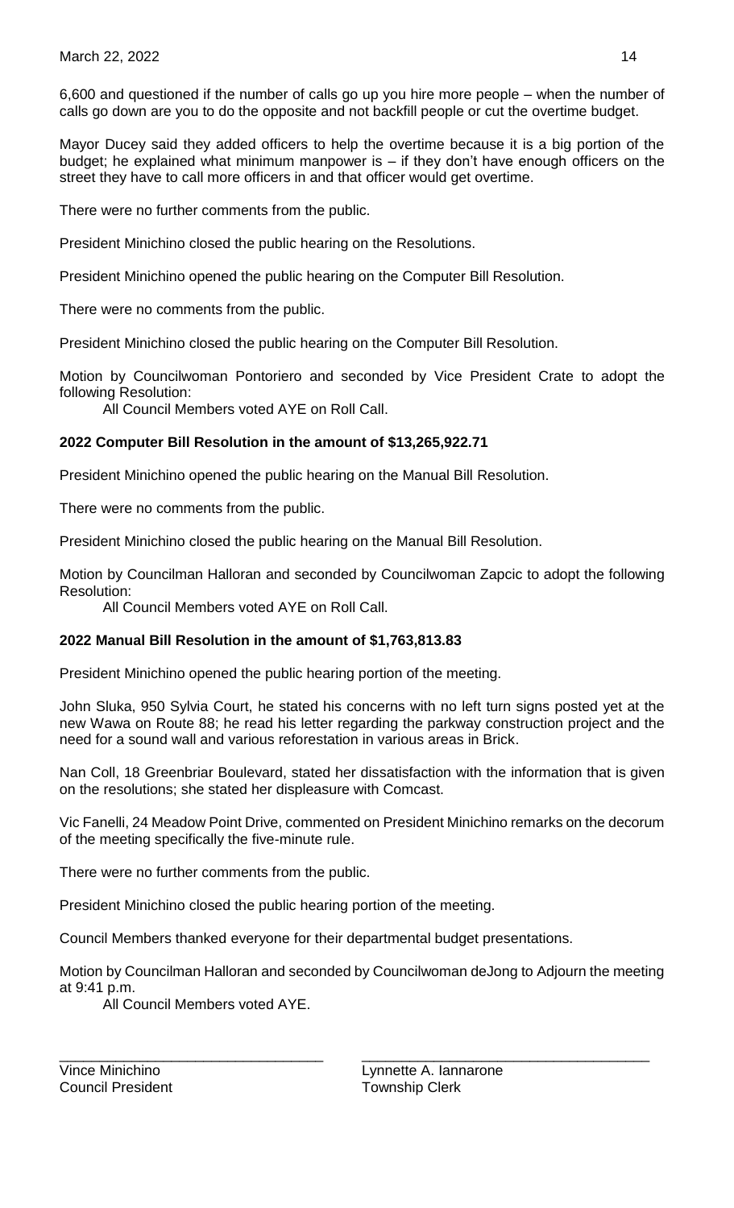6,600 and questioned if the number of calls go up you hire more people – when the number of calls go down are you to do the opposite and not backfill people or cut the overtime budget.

Mayor Ducey said they added officers to help the overtime because it is a big portion of the budget; he explained what minimum manpower is – if they don't have enough officers on the street they have to call more officers in and that officer would get overtime.

There were no further comments from the public.

President Minichino closed the public hearing on the Resolutions.

President Minichino opened the public hearing on the Computer Bill Resolution.

There were no comments from the public.

President Minichino closed the public hearing on the Computer Bill Resolution.

Motion by Councilwoman Pontoriero and seconded by Vice President Crate to adopt the following Resolution:

All Council Members voted AYE on Roll Call.

**2022 Computer Bill Resolution in the amount of $13,265,922.71**

President Minichino opened the public hearing on the Manual Bill Resolution.

There were no comments from the public.

President Minichino closed the public hearing on the Manual Bill Resolution.

Motion by Councilman Halloran and seconded by Councilwoman Zapcic to adopt the following Resolution:

All Council Members voted AYE on Roll Call.

**2022 Manual Bill Resolution in the amount of $1,763,813.83**

President Minichino opened the public hearing portion of the meeting.

John Sluka, 950 Sylvia Court, he stated his concerns with no left turn signs posted yet at the new Wawa on Route 88; he read his letter regarding the parkway construction project and the need for a sound wall and various reforestation in various areas in Brick.

Nan Coll, 18 Greenbriar Boulevard, stated her dissatisfaction with the information that is given on the resolutions; she stated her displeasure with Comcast.

Vic Fanelli, 24 Meadow Point Drive, commented on President Minichino remarks on the decorum of the meeting specifically the five-minute rule.

There were no further comments from the public.

President Minichino closed the public hearing portion of the meeting.

Council Members thanked everyone for their departmental budget presentations.

Motion by Councilman Halloran and seconded by Councilwoman deJong to Adjourn the meeting at 9:41 p.m.

All Council Members voted AYE.

\_\_\_\_\_\_\_\_\_\_\_\_\_\_\_\_\_\_\_\_\_\_\_\_\_\_\_\_\_\_\_\_\_\_
Vince Minichino
Council President

\_\_\_\_\_\_\_\_\_\_\_\_\_\_\_\_\_\_\_\_\_\_\_\_\_\_\_\_\_\_\_\_\_\_
Lynnette A. Iannarone
Township Clerk